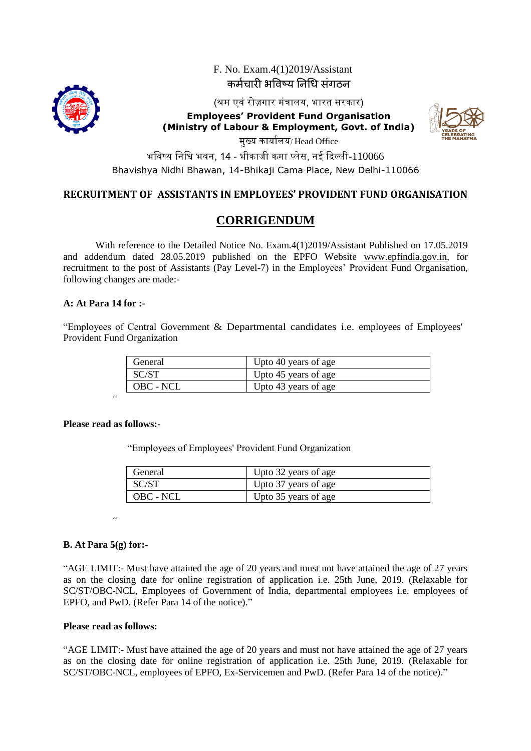F. No. Exam.4(1)2019/Assistant

कर्मचारी भविष्य निधि संगठन

(श्रम एवं रोज़गार मंत्रालय, भारत सरकार)

**Employees' Provident Fund Organisation**
**(Ministry of Labour & Employment, Govt. of India)**

मुख्य कार्यालय/ Head Office

भविष्य निधि भवन, 14 - भीकाजी कमा प्लेस, नई दिल्ली-110066

Bhavishya Nidhi Bhawan, 14-Bhikaji Cama Place, New Delhi-110066

## RECRUITMENT OF ASSISTANTS IN EMPLOYEES' PROVIDENT FUND ORGANISATION

## CORRIGENDUM

With reference to the Detailed Notice No. Exam.4(1)2019/Assistant Published on 17.05.2019 and addendum dated 28.05.2019 published on the EPFO Website www.epfindia.gov.in, for recruitment to the post of Assistants (Pay Level-7) in the Employees' Provident Fund Organisation, following changes are made:-

**A: At Para 14 for :-**

"Employees of Central Government & Departmental candidates i.e. employees of Employees' Provident Fund Organization

| General | Upto 40 years of age |
|---|---|
| SC/ST | Upto 45 years of age |
| OBC - NCL | Upto 43 years of age |

"

**Please read as follows:-**

"Employees of Employees' Provident Fund Organization

| General | Upto 32 years of age |
|---|---|
| SC/ST | Upto 37 years of age |
| OBC - NCL | Upto 35 years of age |

"

**B. At Para 5(g) for:-**

"AGE LIMIT:- Must have attained the age of 20 years and must not have attained the age of 27 years as on the closing date for online registration of application i.e. 25th June, 2019. (Relaxable for SC/ST/OBC-NCL, Employees of Government of India, departmental employees i.e. employees of EPFO, and PwD. (Refer Para 14 of the notice)."

**Please read as follows:**

"AGE LIMIT:- Must have attained the age of 20 years and must not have attained the age of 27 years as on the closing date for online registration of application i.e. 25th June, 2019. (Relaxable for SC/ST/OBC-NCL, employees of EPFO, Ex-Servicemen and PwD. (Refer Para 14 of the notice)."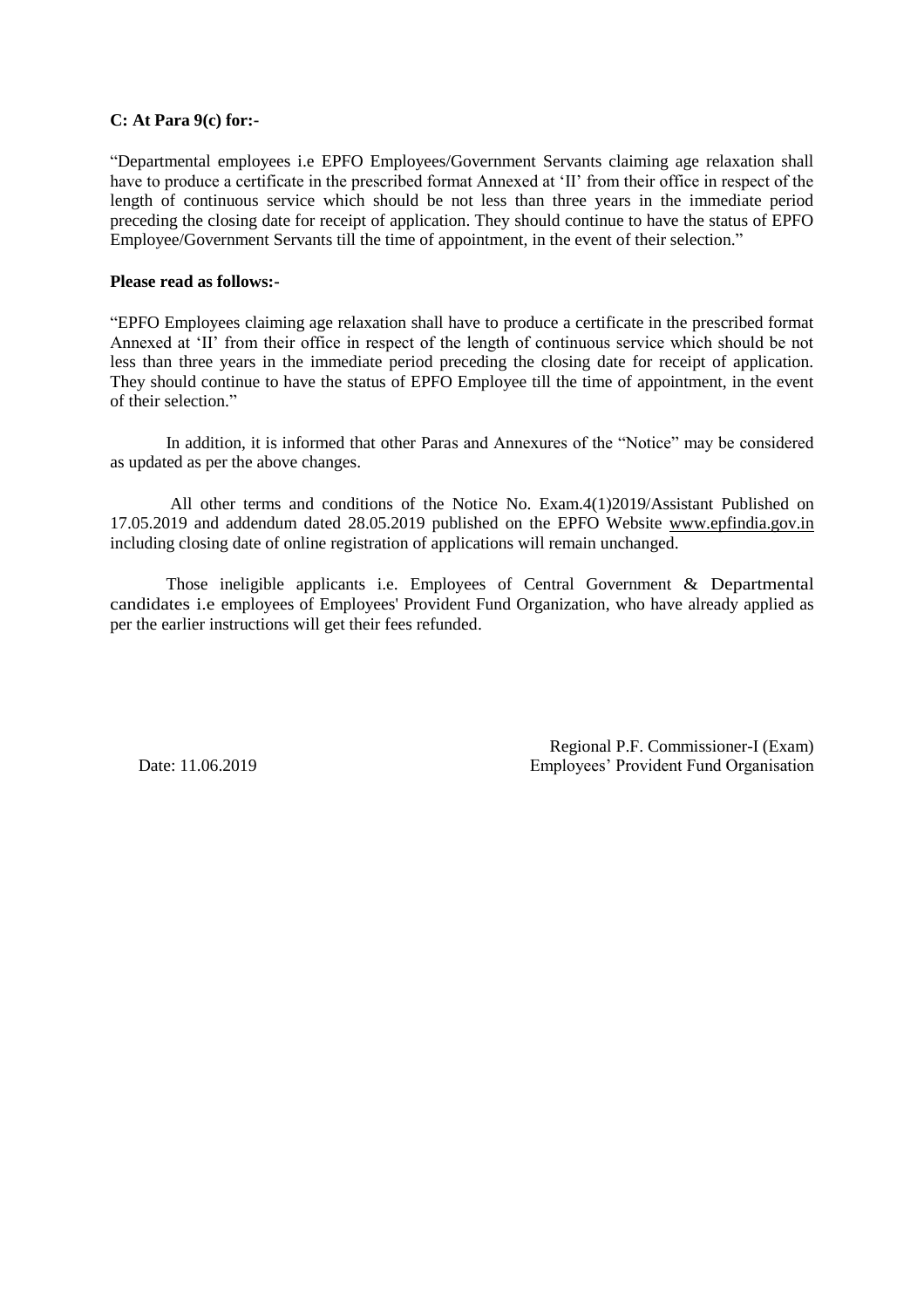**C: At Para 9(c) for:-**

"Departmental employees i.e EPFO Employees/Government Servants claiming age relaxation shall have to produce a certificate in the prescribed format Annexed at 'II' from their office in respect of the length of continuous service which should be not less than three years in the immediate period preceding the closing date for receipt of application. They should continue to have the status of EPFO Employee/Government Servants till the time of appointment, in the event of their selection."

**Please read as follows:-**

"EPFO Employees claiming age relaxation shall have to produce a certificate in the prescribed format Annexed at 'II' from their office in respect of the length of continuous service which should be not less than three years in the immediate period preceding the closing date for receipt of application. They should continue to have the status of EPFO Employee till the time of appointment, in the event of their selection."

In addition, it is informed that other Paras and Annexures of the "Notice" may be considered as updated as per the above changes.

All other terms and conditions of the Notice No. Exam.4(1)2019/Assistant Published on 17.05.2019 and addendum dated 28.05.2019 published on the EPFO Website www.epfindia.gov.in including closing date of online registration of applications will remain unchanged.

Those ineligible applicants i.e. Employees of Central Government & Departmental candidates i.e employees of Employees' Provident Fund Organization, who have already applied as per the earlier instructions will get their fees refunded.

Date: 11.06.2019

Regional P.F. Commissioner-I (Exam)
Employees' Provident Fund Organisation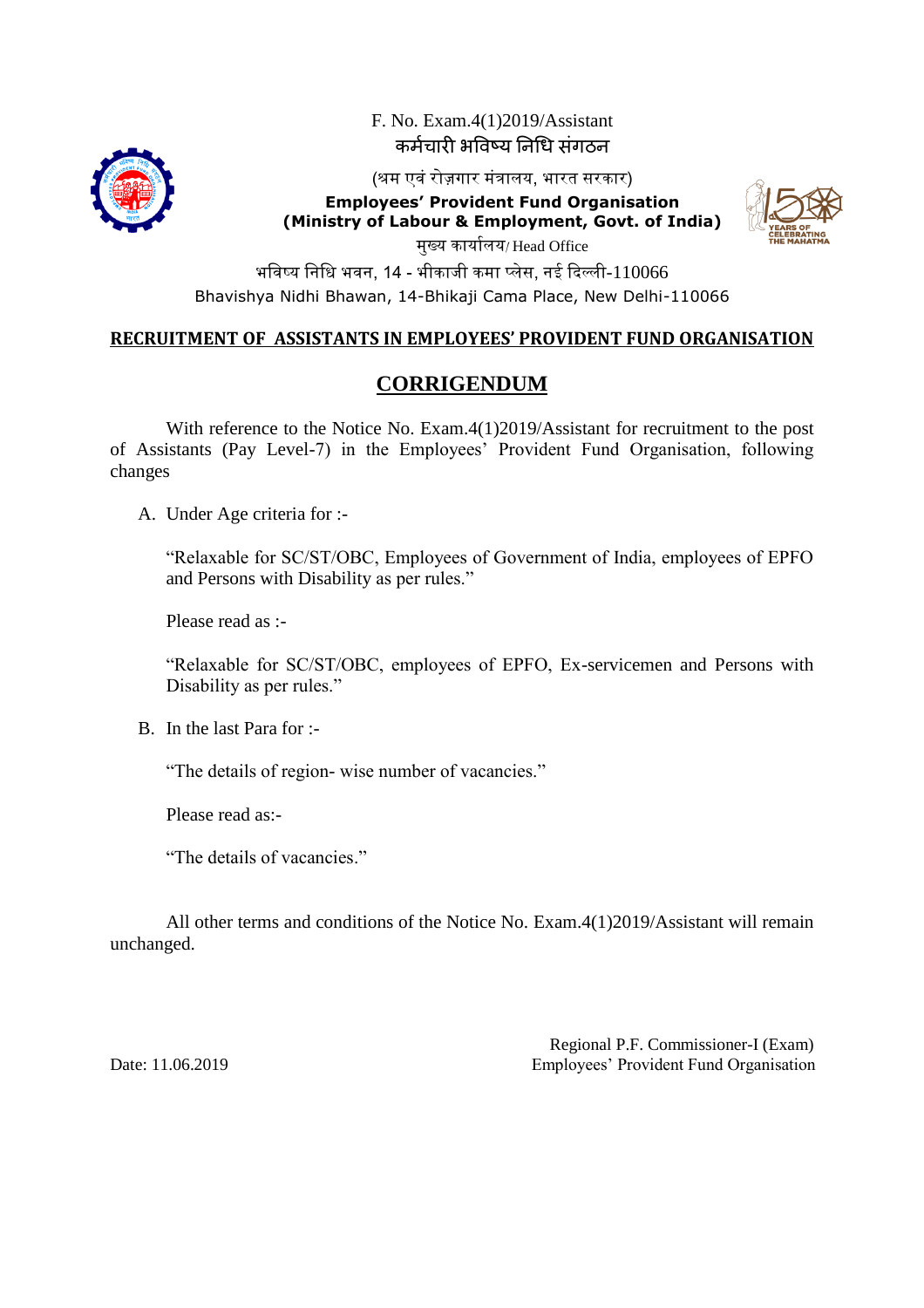F. No. Exam.4(1)2019/Assistant

कर्मचारी भविष्य निधि संगठन

(श्रम एवं रोज़गार मंत्रालय, भारत सरकार)

**Employees' Provident Fund Organisation**
**(Ministry of Labour & Employment, Govt. of India)**

मुख्य कार्यालय/ Head Office

भविष्य निधि भवन, 14 - भीकाजी कमा प्लेस, नई दिल्ली-110066

Bhavishya Nidhi Bhawan, 14-Bhikaji Cama Place, New Delhi-110066

**RECRUITMENT OF ASSISTANTS IN EMPLOYEES' PROVIDENT FUND ORGANISATION**

## CORRIGENDUM

With reference to the Notice No. Exam.4(1)2019/Assistant for recruitment to the post of Assistants (Pay Level-7) in the Employees' Provident Fund Organisation, following changes

A. Under Age criteria for :-

"Relaxable for SC/ST/OBC, Employees of Government of India, employees of EPFO and Persons with Disability as per rules."

Please read as :-

"Relaxable for SC/ST/OBC, employees of EPFO, Ex-servicemen and Persons with Disability as per rules."

B. In the last Para for :-

"The details of region- wise number of vacancies."

Please read as:-

"The details of vacancies."

All other terms and conditions of the Notice No. Exam.4(1)2019/Assistant will remain unchanged.

Date: 11.06.2019

Regional P.F. Commissioner-I (Exam)
Employees' Provident Fund Organisation